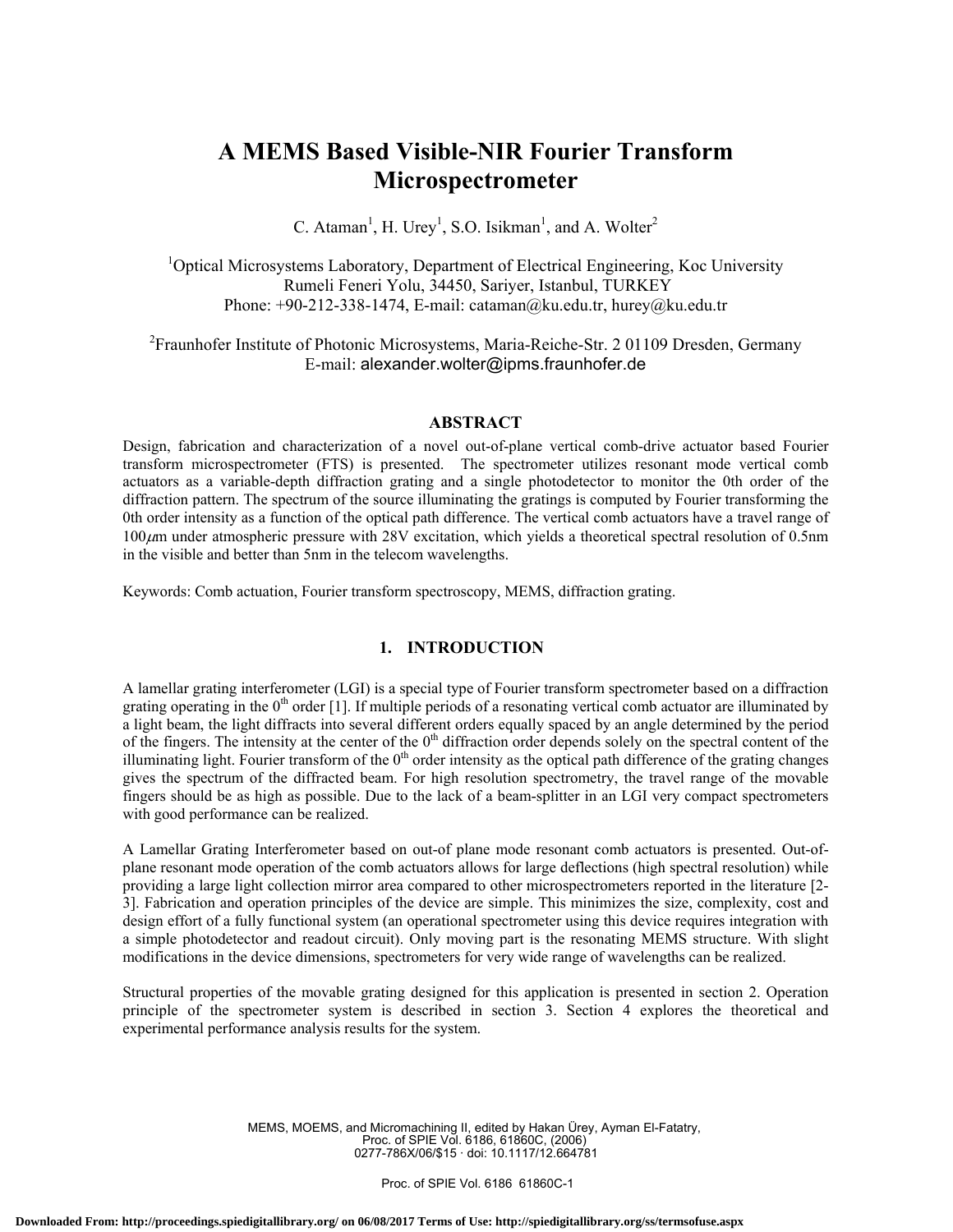# A MEMS Based Visible-NIR Fourier Transform Microspectrometer

C. Ataman[1], H. Urey[1], S.O. Isikman[1], and A. Wolter[2]

[1]Optical Microsystems Laboratory, Department of Electrical Engineering, Koc University
Rumeli Feneri Yolu, 34450, Sariyer, Istanbul, TURKEY
Phone: +90-212-338-1474, E-mail: cataman@ku.edu.tr, hurey@ku.edu.tr

[2]Fraunhofer Institute of Photonic Microsystems, Maria-Reiche-Str. 2 01109 Dresden, Germany
E-mail: alexander.wolter@ipms.fraunhofer.de

## ABSTRACT

Design, fabrication and characterization of a novel out-of-plane vertical comb-drive actuator based Fourier transform microspectrometer (FTS) is presented. The spectrometer utilizes resonant mode vertical comb actuators as a variable-depth diffraction grating and a single photodetector to monitor the 0th order of the diffraction pattern. The spectrum of the source illuminating the gratings is computed by Fourier transforming the 0th order intensity as a function of the optical path difference. The vertical comb actuators have a travel range of $100\mu$m under atmospheric pressure with 28V excitation, which yields a theoretical spectral resolution of 0.5nm in the visible and better than 5nm in the telecom wavelengths.

Keywords: Comb actuation, Fourier transform spectroscopy, MEMS, diffraction grating.

## 1. INTRODUCTION

A lamellar grating interferometer (LGI) is a special type of Fourier transform spectrometer based on a diffraction grating operating in the $0^{th}$ order [1]. If multiple periods of a resonating vertical comb actuator are illuminated by a light beam, the light diffracts into several different orders equally spaced by an angle determined by the period of the fingers. The intensity at the center of the $0^{th}$ diffraction order depends solely on the spectral content of the illuminating light. Fourier transform of the $0^{th}$ order intensity as the optical path difference of the grating changes gives the spectrum of the diffracted beam. For high resolution spectrometry, the travel range of the movable fingers should be as high as possible. Due to the lack of a beam-splitter in an LGI very compact spectrometers with good performance can be realized.

A Lamellar Grating Interferometer based on out-of plane mode resonant comb actuators is presented. Out-of-plane resonant mode operation of the comb actuators allows for large deflections (high spectral resolution) while providing a large light collection mirror area compared to other microspectrometers reported in the literature [2-3]. Fabrication and operation principles of the device are simple. This minimizes the size, complexity, cost and design effort of a fully functional system (an operational spectrometer using this device requires integration with a simple photodetector and readout circuit). Only moving part is the resonating MEMS structure. With slight modifications in the device dimensions, spectrometers for very wide range of wavelengths can be realized.

Structural properties of the movable grating designed for this application is presented in section 2. Operation principle of the spectrometer system is described in section 3. Section 4 explores the theoretical and experimental performance analysis results for the system.

MEMS, MOEMS, and Micromachining II, edited by Hakan Ürey, Ayman El-Fatatry,
Proc. of SPIE Vol. 6186, 61860C, (2006)
0277-786X/06/$15 · doi: 10.1117/12.664781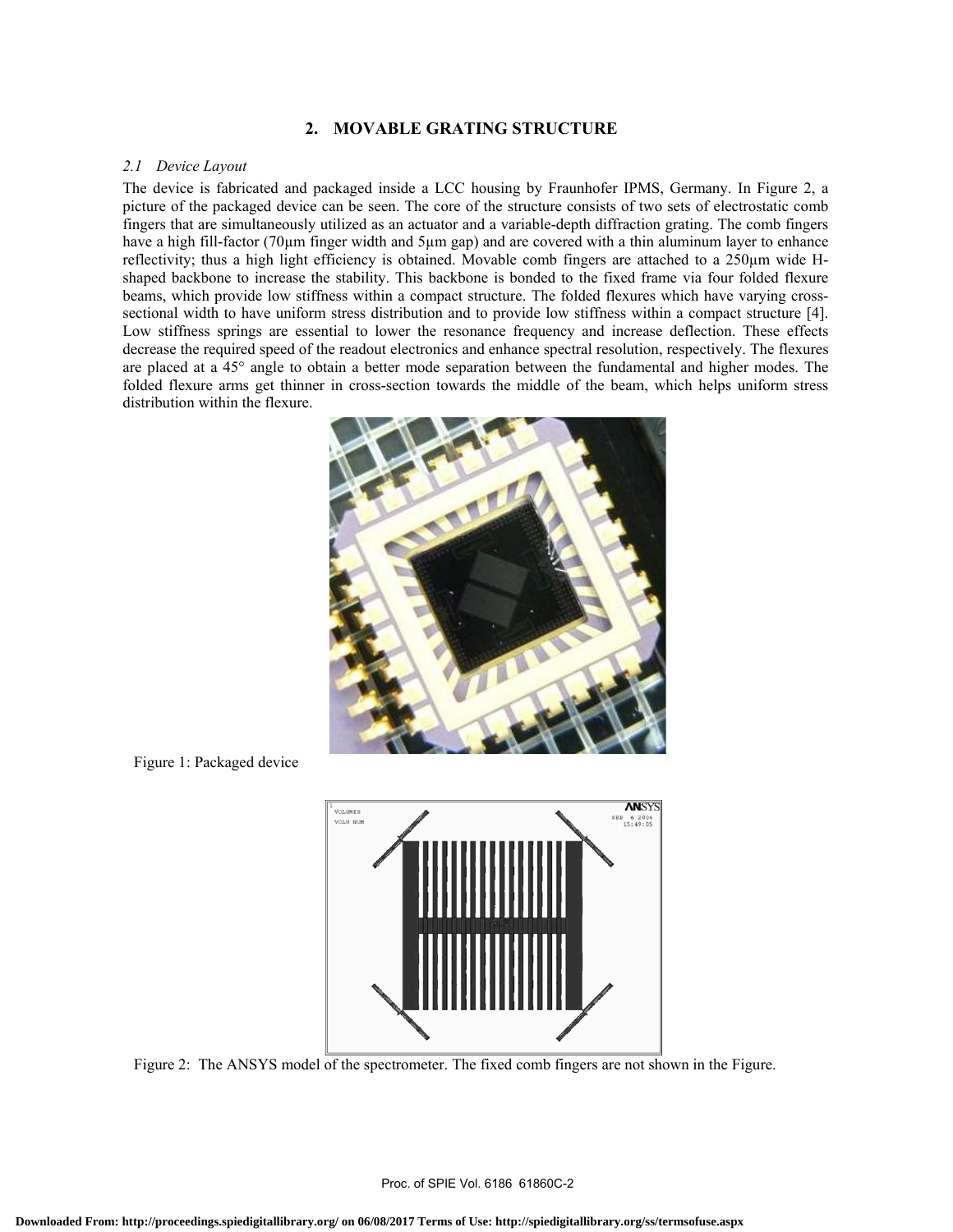## 2. MOVABLE GRATING STRUCTURE

### *2.1 Device Layout*

The device is fabricated and packaged inside a LCC housing by Fraunhofer IPMS, Germany. In Figure 2, a picture of the packaged device can be seen. The core of the structure consists of two sets of electrostatic comb fingers that are simultaneously utilized as an actuator and a variable-depth diffraction grating. The comb fingers have a high fill-factor (70µm finger width and 5µm gap) and are covered with a thin aluminum layer to enhance reflectivity; thus a high light efficiency is obtained. Movable comb fingers are attached to a 250µm wide H-shaped backbone to increase the stability. This backbone is bonded to the fixed frame via four folded flexure beams, which provide low stiffness within a compact structure. The folded flexures which have varying cross-sectional width to have uniform stress distribution and to provide low stiffness within a compact structure [4]. Low stiffness springs are essential to lower the resonance frequency and increase deflection. These effects decrease the required speed of the readout electronics and enhance spectral resolution, respectively. The flexures are placed at a 45° angle to obtain a better mode separation between the fundamental and higher modes. The folded flexure arms get thinner in cross-section towards the middle of the beam, which helps uniform stress distribution within the flexure.

Figure 1: Packaged device

Figure 2: The ANSYS model of the spectrometer. The fixed comb fingers are not shown in the Figure.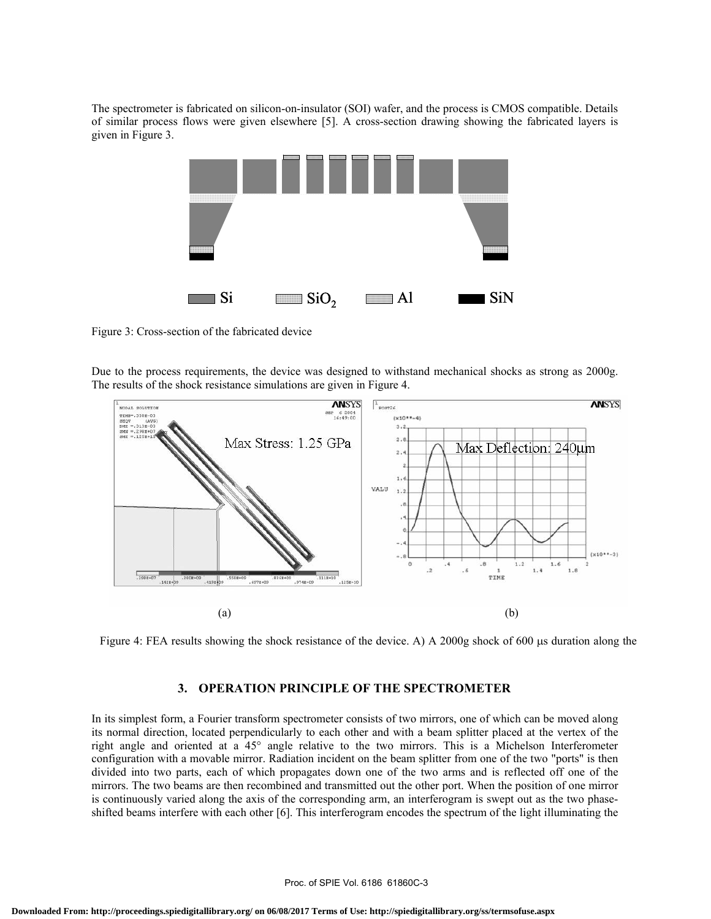The spectrometer is fabricated on silicon-on-insulator (SOI) wafer, and the process is CMOS compatible. Details of similar process flows were given elsewhere [5]. A cross-section drawing showing the fabricated layers is given in Figure 3.

Figure 3: Cross-section of the fabricated device

Due to the process requirements, the device was designed to withstand mechanical shocks as strong as 2000g. The results of the shock resistance simulations are given in Figure 4.

Figure 4: FEA results showing the shock resistance of the device. A) A 2000g shock of 600 μs duration along the

## 3. OPERATION PRINCIPLE OF THE SPECTROMETER

In its simplest form, a Fourier transform spectrometer consists of two mirrors, one of which can be moved along its normal direction, located perpendicularly to each other and with a beam splitter placed at the vertex of the right angle and oriented at a 45° angle relative to the two mirrors. This is a Michelson Interferometer configuration with a movable mirror. Radiation incident on the beam splitter from one of the two "ports" is then divided into two parts, each of which propagates down one of the two arms and is reflected off one of the mirrors. The two beams are then recombined and transmitted out the other port. When the position of one mirror is continuously varied along the axis of the corresponding arm, an interferogram is swept out as the two phase-shifted beams interfere with each other [6]. This interferogram encodes the spectrum of the light illuminating the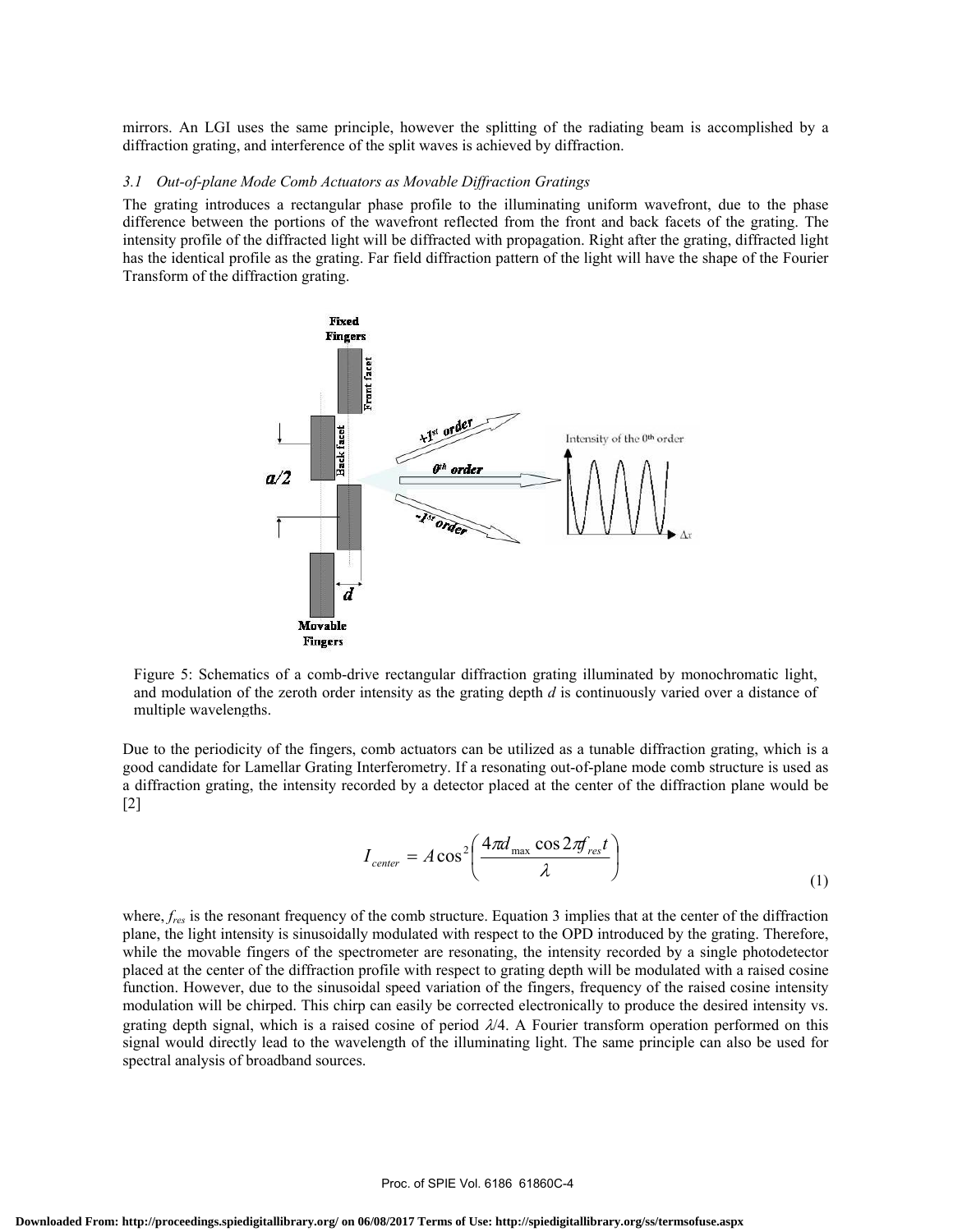mirrors. An LGI uses the same principle, however the splitting of the radiating beam is accomplished by a diffraction grating, and interference of the split waves is achieved by diffraction.

### 3.1 *Out-of-plane Mode Comb Actuators as Movable Diffraction Gratings*

The grating introduces a rectangular phase profile to the illuminating uniform wavefront, due to the phase difference between the portions of the wavefront reflected from the front and back facets of the grating. The intensity profile of the diffracted light will be diffracted with propagation. Right after the grating, diffracted light has the identical profile as the grating. Far field diffraction pattern of the light will have the shape of the Fourier Transform of the diffraction grating.

Figure 5: Schematics of a comb-drive rectangular diffraction grating illuminated by monochromatic light, and modulation of the zeroth order intensity as the grating depth *d* is continuously varied over a distance of multiple wavelengths.

Due to the periodicity of the fingers, comb actuators can be utilized as a tunable diffraction grating, which is a good candidate for Lamellar Grating Interferometry. If a resonating out-of-plane mode comb structure is used as a diffraction grating, the intensity recorded by a detector placed at the center of the diffraction plane would be [2]

$$I_{center} = A\cos^2\left(\frac{4\pi d_{\max}\cos 2\pi f_{res}t}{\lambda}\right) \tag{1}$$

where, $f_{res}$ is the resonant frequency of the comb structure. Equation 3 implies that at the center of the diffraction plane, the light intensity is sinusoidally modulated with respect to the OPD introduced by the grating. Therefore, while the movable fingers of the spectrometer are resonating, the intensity recorded by a single photodetector placed at the center of the diffraction profile with respect to grating depth will be modulated with a raised cosine function. However, due to the sinusoidal speed variation of the fingers, frequency of the raised cosine intensity modulation will be chirped. This chirp can easily be corrected electronically to produce the desired intensity vs. grating depth signal, which is a raised cosine of period $\lambda/4$. A Fourier transform operation performed on this signal would directly lead to the wavelength of the illuminating light. The same principle can also be used for spectral analysis of broadband sources.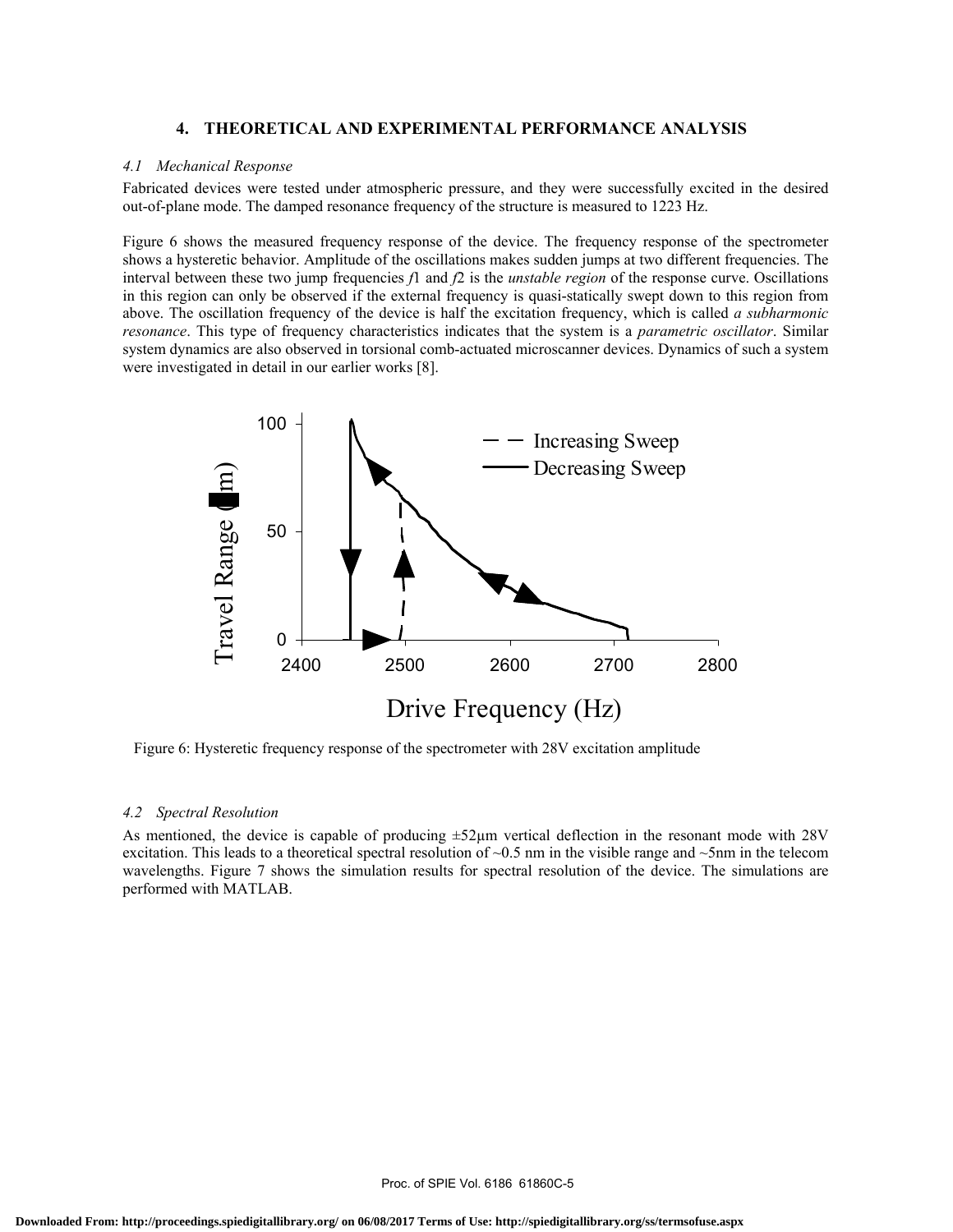## 4. THEORETICAL AND EXPERIMENTAL PERFORMANCE ANALYSIS

### 4.1 Mechanical Response

Fabricated devices were tested under atmospheric pressure, and they were successfully excited in the desired out-of-plane mode. The damped resonance frequency of the structure is measured to 1223 Hz.

Figure 6 shows the measured frequency response of the device. The frequency response of the spectrometer shows a hysteretic behavior. Amplitude of the oscillations makes sudden jumps at two different frequencies. The interval between these two jump frequencies $f1$ and $f2$ is the *unstable region* of the response curve. Oscillations in this region can only be observed if the external frequency is quasi-statically swept down to this region from above. The oscillation frequency of the device is half the excitation frequency, which is called *a subharmonic resonance*. This type of frequency characteristics indicates that the system is a *parametric oscillator*. Similar system dynamics are also observed in torsional comb-actuated microscanner devices. Dynamics of such a system were investigated in detail in our earlier works [8].

Figure 6: Hysteretic frequency response of the spectrometer with 28V excitation amplitude

### 4.2 Spectral Resolution

As mentioned, the device is capable of producing ±52µm vertical deflection in the resonant mode with 28V excitation. This leads to a theoretical spectral resolution of ~0.5 nm in the visible range and ~5nm in the telecom wavelengths. Figure 7 shows the simulation results for spectral resolution of the device. The simulations are performed with MATLAB.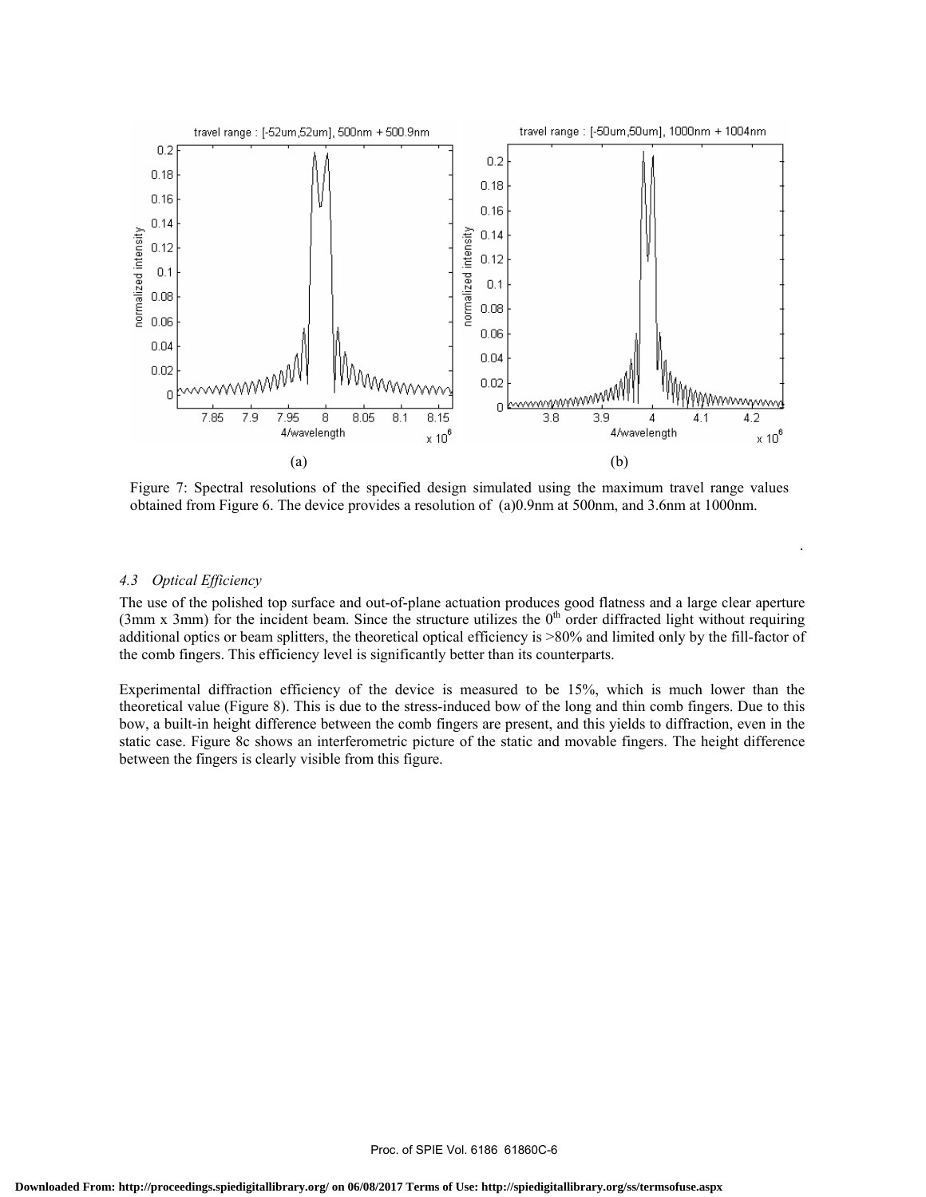Figure 7: Spectral resolutions of the specified design simulated using the maximum travel range values obtained from Figure 6. The device provides a resolution of (a)0.9nm at 500nm, and 3.6nm at 1000nm.

### *4.3 Optical Efficiency*

The use of the polished top surface and out-of-plane actuation produces good flatness and a large clear aperture (3mm x 3mm) for the incident beam. Since the structure utilizes the $0^{th}$ order diffracted light without requiring additional optics or beam splitters, the theoretical optical efficiency is >80% and limited only by the fill-factor of the comb fingers. This efficiency level is significantly better than its counterparts.

Experimental diffraction efficiency of the device is measured to be 15%, which is much lower than the theoretical value (Figure 8). This is due to the stress-induced bow of the long and thin comb fingers. Due to this bow, a built-in height difference between the comb fingers are present, and this yields to diffraction, even in the static case. Figure 8c shows an interferometric picture of the static and movable fingers. The height difference between the fingers is clearly visible from this figure.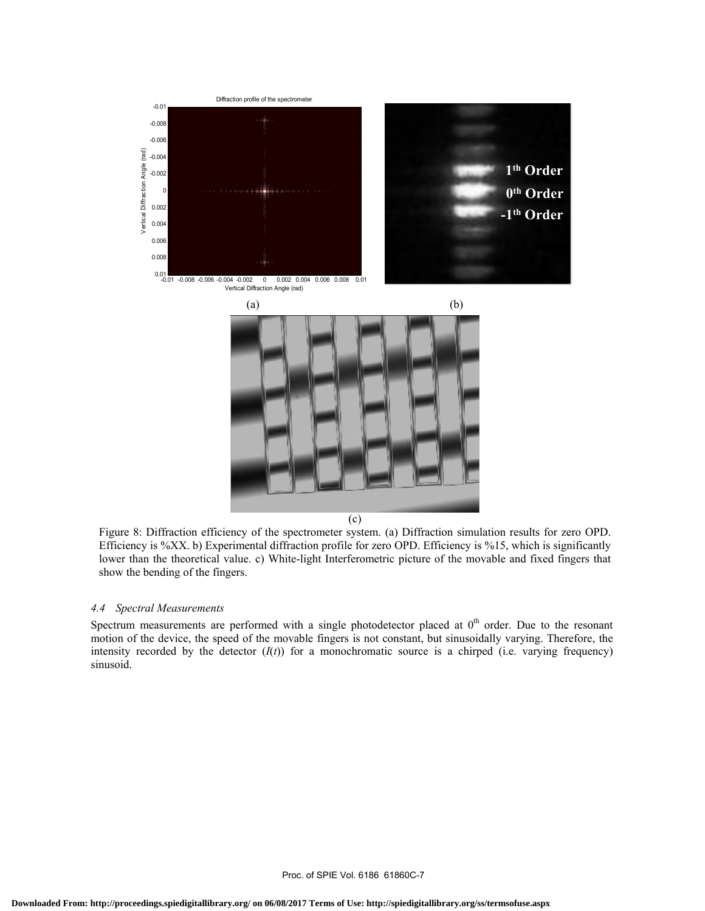Figure 8: Diffraction efficiency of the spectrometer system. (a) Diffraction simulation results for zero OPD. Efficiency is %XX. b) Experimental diffraction profile for zero OPD. Efficiency is %15, which is significantly lower than the theoretical value. c) White-light Interferometric picture of the movable and fixed fingers that show the bending of the fingers.

### *4.4 Spectral Measurements*

Spectrum measurements are performed with a single photodetector placed at $0^{th}$ order. Due to the resonant motion of the device, the speed of the movable fingers is not constant, but sinusoidally varying. Therefore, the intensity recorded by the detector ($I(t)$) for a monochromatic source is a chirped (i.e. varying frequency) sinusoid.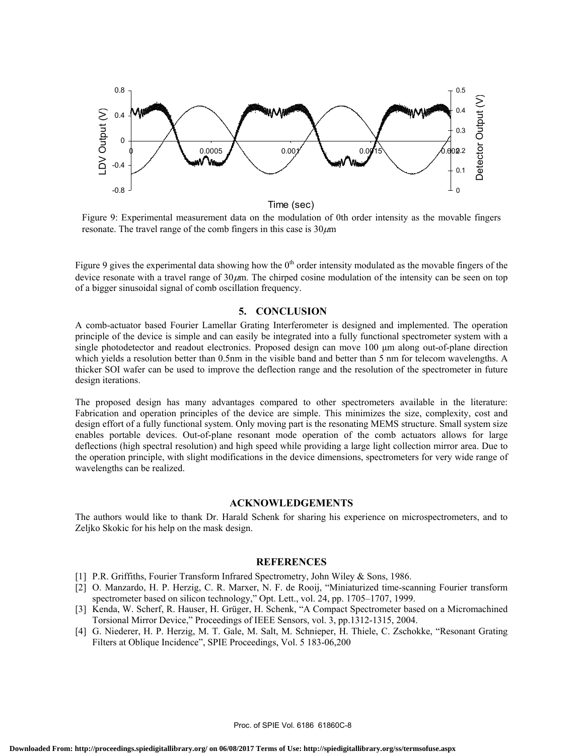Figure 9: Experimental measurement data on the modulation of 0th order intensity as the movable fingers resonate. The travel range of the comb fingers in this case is 30$\mu$m

Figure 9 gives the experimental data showing how the 0[th] order intensity modulated as the movable fingers of the device resonate with a travel range of 30$\mu$m. The chirped cosine modulation of the intensity can be seen on top of a bigger sinusoidal signal of comb oscillation frequency.

## 5. CONCLUSION

A comb-actuator based Fourier Lamellar Grating Interferometer is designed and implemented. The operation principle of the device is simple and can easily be integrated into a fully functional spectrometer system with a single photodetector and readout electronics. Proposed design can move 100 µm along out-of-plane direction which yields a resolution better than 0.5nm in the visible band and better than 5 nm for telecom wavelengths. A thicker SOI wafer can be used to improve the deflection range and the resolution of the spectrometer in future design iterations.

The proposed design has many advantages compared to other spectrometers available in the literature: Fabrication and operation principles of the device are simple. This minimizes the size, complexity, cost and design effort of a fully functional system. Only moving part is the resonating MEMS structure. Small system size enables portable devices. Out-of-plane resonant mode operation of the comb actuators allows for large deflections (high spectral resolution) and high speed while providing a large light collection mirror area. Due to the operation principle, with slight modifications in the device dimensions, spectrometers for very wide range of wavelengths can be realized.

## ACKNOWLEDGEMENTS

The authors would like to thank Dr. Harald Schenk for sharing his experience on microspectrometers, and to Zeljko Skokic for his help on the mask design.

## REFERENCES

[1] P.R. Griffiths, Fourier Transform Infrared Spectrometry, John Wiley & Sons, 1986.

[2] O. Manzardo, H. P. Herzig, C. R. Marxer, N. F. de Rooij, "Miniaturized time-scanning Fourier transform spectrometer based on silicon technology," Opt. Lett., vol. 24, pp. 1705–1707, 1999.

[3] Kenda, W. Scherf, R. Hauser, H. Grüger, H. Schenk, "A Compact Spectrometer based on a Micromachined Torsional Mirror Device," Proceedings of IEEE Sensors, vol. 3, pp.1312-1315, 2004.

[4] G. Niederer, H. P. Herzig, M. T. Gale, M. Salt, M. Schnieper, H. Thiele, C. Zschokke, "Resonant Grating Filters at Oblique Incidence", SPIE Proceedings, Vol. 5 183-06,200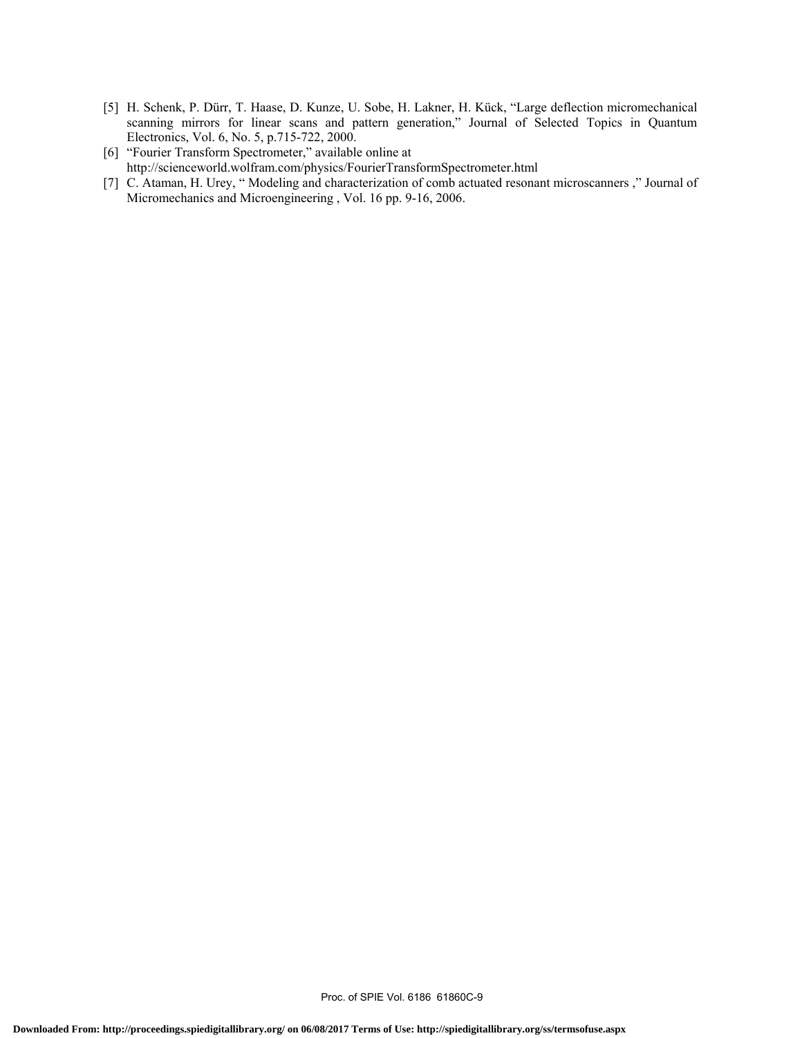[5] H. Schenk, P. Dürr, T. Haase, D. Kunze, U. Sobe, H. Lakner, H. Kück, "Large deflection micromechanical scanning mirrors for linear scans and pattern generation," Journal of Selected Topics in Quantum Electronics, Vol. 6, No. 5, p.715-722, 2000.

[6] "Fourier Transform Spectrometer," available online at http://scienceworld.wolfram.com/physics/FourierTransformSpectrometer.html

[7] C. Ataman, H. Urey, " Modeling and characterization of comb actuated resonant microscanners ," Journal of Micromechanics and Microengineering , Vol. 16 pp. 9-16, 2006.